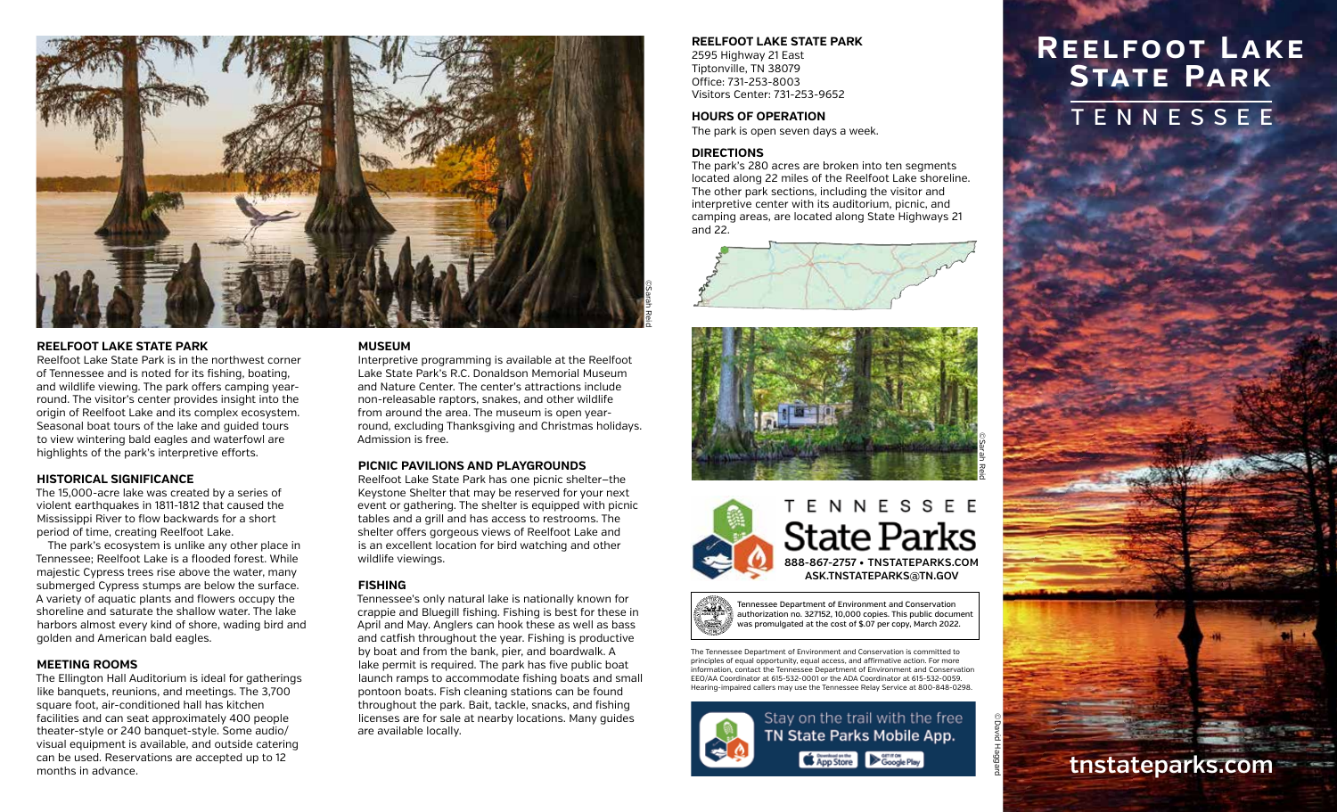# Reelfoot Lake State Park

## TENNESSEE

tnstateparks.com

©Sarah Reid

### REELFOOT LAKE STATE PARK

Reelfoot Lake State Park is in the northwest corner of Tennessee and is noted for its fishing, boating, and wildlife viewing. The park offers camping year-round. The visitor's center provides insight into the origin of Reelfoot Lake and its complex ecosystem. Seasonal boat tours of the lake and guided tours to view wintering bald eagles and waterfowl are highlights of the park's interpretive efforts.

### HISTORICAL SIGNIFICANCE

The 15,000-acre lake was created by a series of violent earthquakes in 1811-1812 that caused the Mississippi River to flow backwards for a short period of time, creating Reelfoot Lake.

The park's ecosystem is unlike any other place in Tennessee; Reelfoot Lake is a flooded forest. While majestic Cypress trees rise above the water, many submerged Cypress stumps are below the surface. A variety of aquatic plants and flowers occupy the shoreline and saturate the shallow water. The lake harbors almost every kind of shore, wading bird and golden and American bald eagles.

### MEETING ROOMS

The Ellington Hall Auditorium is ideal for gatherings like banquets, reunions, and meetings. The 3,700 square foot, air-conditioned hall has kitchen facilities and can seat approximately 400 people theater-style or 240 banquet-style. Some audio/visual equipment is available, and outside catering can be used. Reservations are accepted up to 12 months in advance.

### MUSEUM

Interpretive programming is available at the Reelfoot Lake State Park's R.C. Donaldson Memorial Museum and Nature Center. The center's attractions include non-releasable raptors, snakes, and other wildlife from around the area. The museum is open year-round, excluding Thanksgiving and Christmas holidays. Admission is free.

### PICNIC PAVILIONS AND PLAYGROUNDS

Reelfoot Lake State Park has one picnic shelter–the Keystone Shelter that may be reserved for your next event or gathering. The shelter is equipped with picnic tables and a grill and has access to restrooms. The shelter offers gorgeous views of Reelfoot Lake and is an excellent location for bird watching and other wildlife viewings.

### FISHING

Tennessee's only natural lake is nationally known for crappie and Bluegill fishing. Fishing is best for these in April and May. Anglers can hook these as well as bass and catfish throughout the year. Fishing is productive by boat and from the bank, pier, and boardwalk. A lake permit is required. The park has five public boat launch ramps to accommodate fishing boats and small pontoon boats. Fish cleaning stations can be found throughout the park. Bait, tackle, snacks, and fishing licenses are for sale at nearby locations. Many guides are available locally.

### REELFOOT LAKE STATE PARK

2595 Highway 21 East
Tiptonville, TN 38079
Office: 731-253-8003
Visitors Center: 731-253-9652

### HOURS OF OPERATION

The park is open seven days a week.

### DIRECTIONS

The park's 280 acres are broken into ten segments located along 22 miles of the Reelfoot Lake shoreline. The other park sections, including the visitor and interpretive center with its auditorium, picnic, and camping areas, are located along State Highways 21 and 22.

©Sarah Reid

**TENNESSEE State Parks**

**888-867-2757 • TNSTATEPARKS.COM**
**ASK.TNSTATEPARKS@TN.GOV**

Tennessee Department of Environment and Conservation authorization no. 327152, 10,000 copies. This public document was promulgated at the cost of $.07 per copy, March 2022.

The Tennessee Department of Environment and Conservation is committed to principles of equal opportunity, equal access, and affirmative action. For more information, contact the Tennessee Department of Environment and Conservation EEO/AA Coordinator at 615-532-0001 or the ADA Coordinator at 615-532-0059. Hearing-impaired callers may use the Tennessee Relay Service at 800-848-0298.

Stay on the trail with the free **TN State Parks Mobile App.**

App Store | Google Play

©David Haggard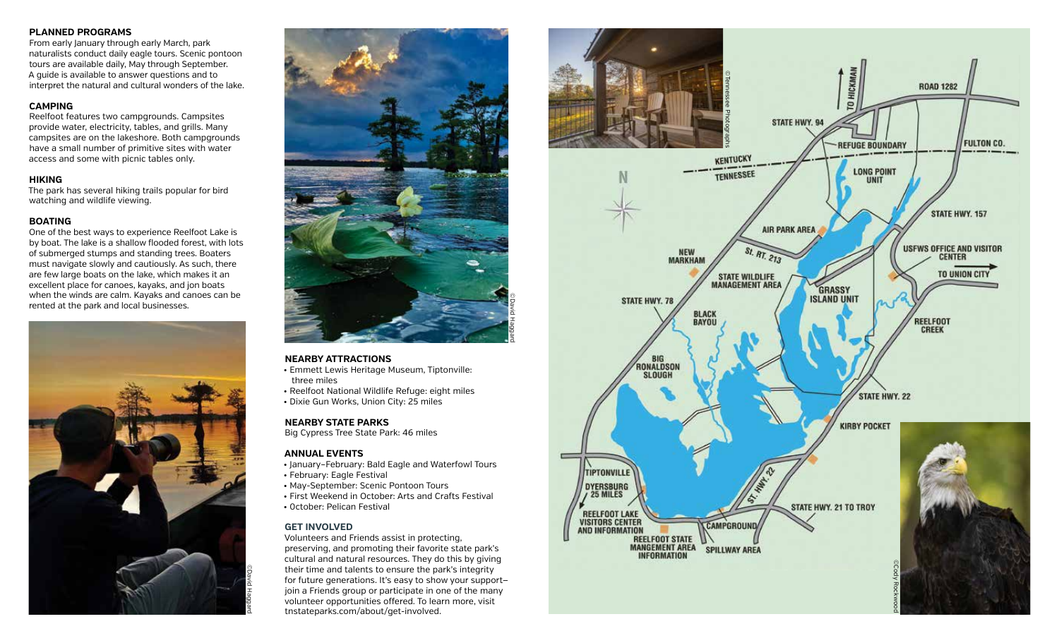### PLANNED PROGRAMS

From early January through early March, park naturalists conduct daily eagle tours. Scenic pontoon tours are available daily, May through September. A guide is available to answer questions and to interpret the natural and cultural wonders of the lake.

### CAMPING

Reelfoot features two campgrounds. Campsites provide water, electricity, tables, and grills. Many campsites are on the lakeshore. Both campgrounds have a small number of primitive sites with water access and some with picnic tables only.

### HIKING

The park has several hiking trails popular for bird watching and wildlife viewing.

### BOATING

One of the best ways to experience Reelfoot Lake is by boat. The lake is a shallow flooded forest, with lots of submerged stumps and standing trees. Boaters must navigate slowly and cautiously. As such, there are few large boats on the lake, which makes it an excellent place for canoes, kayaks, and jon boats when the winds are calm. Kayaks and canoes can be rented at the park and local businesses.

©David Haggard

©David Haggard

### NEARBY ATTRACTIONS

- Emmett Lewis Heritage Museum, Tiptonville: three miles
- Reelfoot National Wildlife Refuge: eight miles
- Dixie Gun Works, Union City: 25 miles

### NEARBY STATE PARKS

Big Cypress Tree State Park: 46 miles

### ANNUAL EVENTS

- January–February: Bald Eagle and Waterfowl Tours
- February: Eagle Festival
- May-September: Scenic Pontoon Tours
- First Weekend in October: Arts and Crafts Festival
- October: Pelican Festival

### GET INVOLVED

Volunteers and Friends assist in protecting, preserving, and promoting their favorite state park's cultural and natural resources. They do this by giving their time and talents to ensure the park's integrity for future generations. It's easy to show your support–join a Friends group or participate in one of the many volunteer opportunities offered. To learn more, visit tnstateparks.com/about/get-involved.

©Tennessee Photographs

N

TO HICKMAN
ROAD 1282
STATE HWY. 94
REFUGE BOUNDARY
FULTON CO.
KENTUCKY
TENNESSEE
LONG POINT UNIT
STATE HWY. 157
AIR PARK AREA
NEW MARKHAM
St. RT. 213
USFWS OFFICE AND VISITOR CENTER
TO UNION CITY
STATE WILDLIFE MANAGEMENT AREA
GRASSY ISLAND UNIT
STATE HWY. 78
BLACK BAYOU
REELFOOT CREEK
BIG RONALDSON SLOUGH
STATE HWY. 22
KIRBY POCKET
TIPTONVILLE
DYERSBURG 25 MILES
ST. HWY. 22
STATE HWY. 21 TO TROY
REELFOOT LAKE VISITORS CENTER AND INFORMATION
CAMPGROUND
REELFOOT STATE MANGEMENT AREA INFORMATION
SPILLWAY AREA

©Cody Rockwood